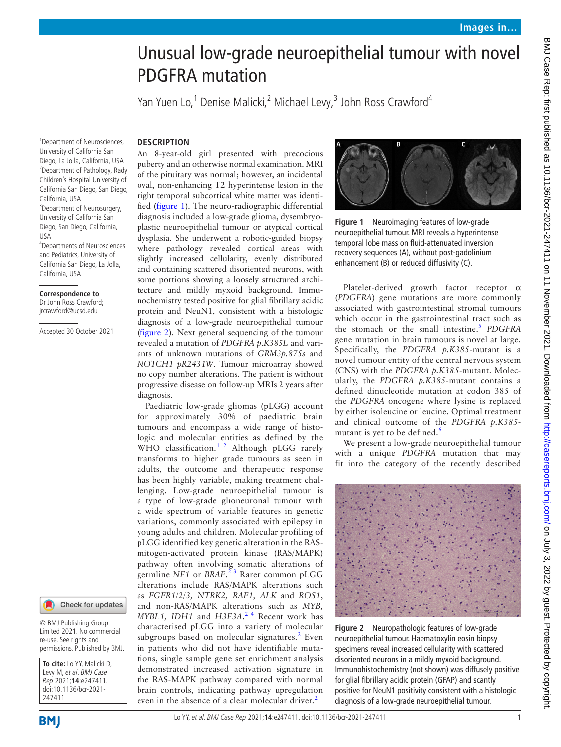# Unusual low-grade neuroepithelial tumour with novel PDGFRA mutation

Yan Yuen Lo,[1] Denise Malicki,[2] Michael Levy,[3] John Ross Crawford[4]

[1]Department of Neurosciences, University of California San Diego, La Jolla, California, USA
[2]Department of Pathology, Rady Children's Hospital University of California San Diego, San Diego, California, USA
[3]Department of Neurosurgery, University of California San Diego, San Diego, California, USA
[4]Departments of Neurosciences and Pediatrics, University of California San Diego, La Jolla, California, USA

**Correspondence to**
Dr John Ross Crawford; jrcrawford@ucsd.edu

Accepted 30 October 2021

© BMJ Publishing Group Limited 2021. No commercial re-use. See rights and permissions. Published by BMJ.

**To cite:** Lo YY, Malicki D, Levy M, *et al. BMJ Case Rep* 2021;**14**:e247411. doi:10.1136/bcr-2021-247411

## DESCRIPTION

An 8-year-old girl presented with precocious puberty and an otherwise normal examination. MRI of the pituitary was normal; however, an incidental oval, non-enhancing T2 hyperintense lesion in the right temporal subcortical white matter was identified (figure 1). The neuro-radiographic differential diagnosis included a low-grade glioma, dysembryoplastic neuroepithelial tumour or atypical cortical dysplasia. She underwent a robotic-guided biopsy where pathology revealed cortical areas with slightly increased cellularity, evenly distributed and containing scattered disoriented neurons, with some portions showing a loosely structured architecture and mildly myxoid background. Immunochemistry tested positive for glial fibrillary acidic protein and NeuN1, consistent with a histologic diagnosis of a low-grade neuroepithelial tumour (figure 2). Next general sequencing of the tumour revealed a mutation of *PDGFRA p.K385L* and variants of unknown mutations of *GRM3p.875s* and *NOTCH1 pR2431W*. Tumour microarray showed no copy number alterations. The patient is without progressive disease on follow-up MRIs 2 years after diagnosis.

Paediatric low-grade gliomas (pLGG) account for approximately 30% of paediatric brain tumours and encompass a wide range of histologic and molecular entities as defined by the WHO classification.[1 2] Although pLGG rarely transforms to higher grade tumours as seen in adults, the outcome and therapeutic response has been highly variable, making treatment challenging. Low-grade neuroepithelial tumour is a type of low-grade glioneuronal tumour with a wide spectrum of variable features in genetic variations, commonly associated with epilepsy in young adults and children. Molecular profiling of pLGG identified key genetic alteration in the RAS-mitogen-activated protein kinase (RAS/MAPK) pathway often involving somatic alterations of germline *NF1* or *BRAF*.[2 3] Rarer common pLGG alterations include RAS/MAPK alterations such as *FGFR1/2/3*, *NTRK2*, *RAF1*, *ALK* and *ROS1*, and non-RAS/MAPK alterations such as *MYB*, *MYBL1*, *IDH1* and *H3F3A*.[2 4] Recent work has characterised pLGG into a variety of molecular subgroups based on molecular signatures.[2] Even in patients who did not have identifiable mutations, single sample gene set enrichment analysis demonstrated increased activation signature in the RAS-MAPK pathway compared with normal brain controls, indicating pathway upregulation even in the absence of a clear molecular driver.[2]

Figure 1 Neuroimaging features of low-grade neuroepithelial tumour. MRI reveals a hyperintense temporal lobe mass on fluid-attenuated inversion recovery sequences (A), without post-gadolinium enhancement (B) or reduced diffusivity (C).

Platelet-derived growth factor receptor α (*PDGFRA*) gene mutations are more commonly associated with gastrointestinal stromal tumours which occur in the gastrointestinal tract such as the stomach or the small intestine.[5] *PDGFRA* gene mutation in brain tumours is novel at large. Specifically, the *PDGFRA p.K385*-mutant is a novel tumour entity of the central nervous system (CNS) with the *PDGFRA p.K385*-mutant. Molecularly, the *PDGFRA p.K385*-mutant contains a defined dinucleotide mutation at codon 385 of the *PDGFRA* oncogene where lysine is replaced by either isoleucine or leucine. Optimal treatment and clinical outcome of the *PDGFRA p.K385*-mutant is yet to be defined.[6]

We present a low-grade neuroepithelial tumour with a unique *PDGFRA* mutation that may fit into the category of the recently described

Figure 2 Neuropathologic features of low-grade neuroepithelial tumour. Haematoxylin eosin biopsy specimens reveal increased cellularity with scattered disoriented neurons in a mildly myxoid background. Immunohistochemistry (not shown) was diffusely positive for glial fibrillary acidic protein (GFAP) and scantly positive for NeuN1 positivity consistent with a histologic diagnosis of a low-grade neuroepithelial tumour.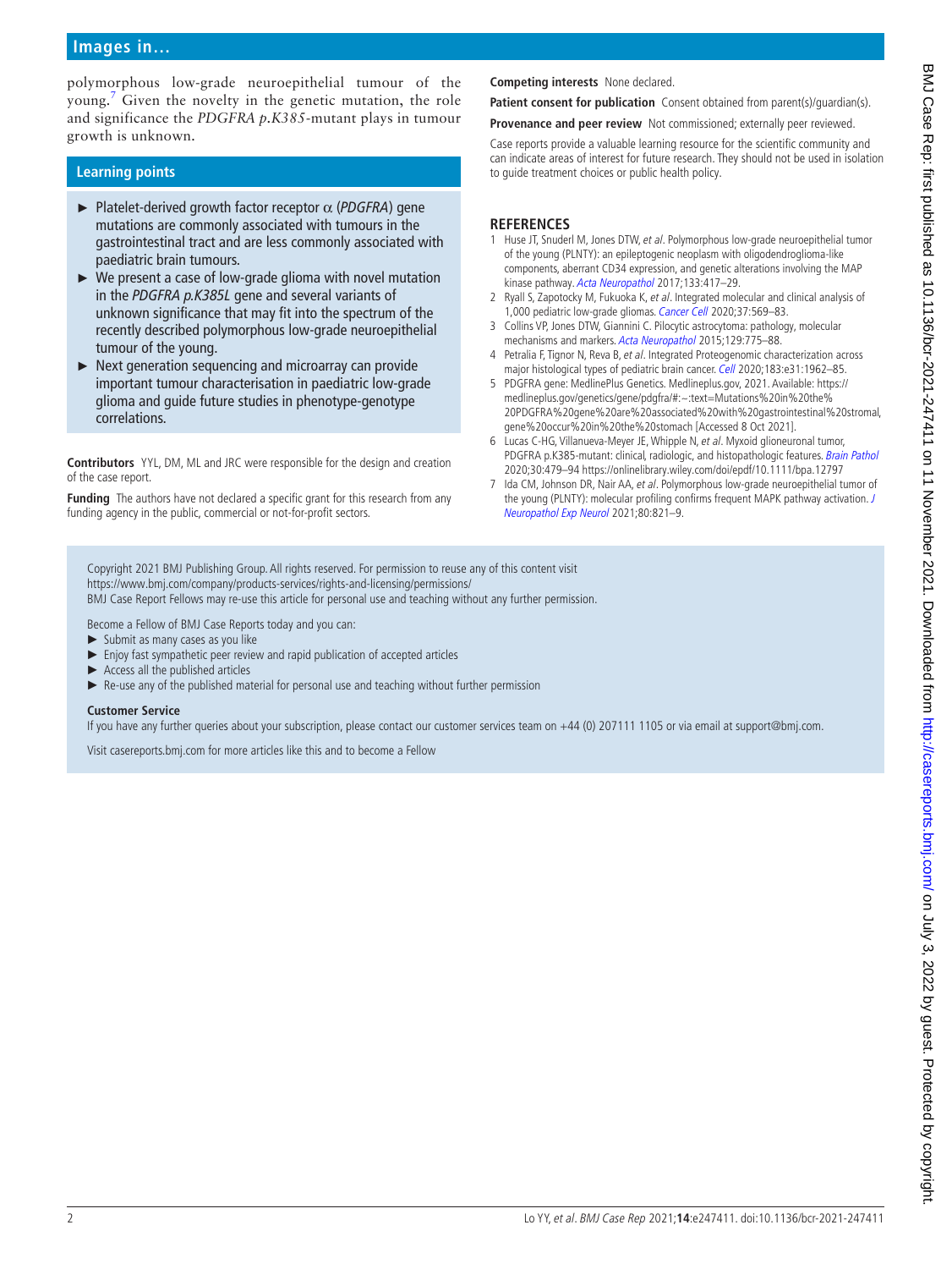polymorphous low-grade neuroepithelial tumour of the young.[7] Given the novelty in the genetic mutation, the role and significance the *PDGFRA p.K385*-mutant plays in tumour growth is unknown.

## Learning points

- ► Platelet-derived growth factor receptor α (*PDGFRA*) gene mutations are commonly associated with tumours in the gastrointestinal tract and are less commonly associated with paediatric brain tumours.
- ► We present a case of low-grade glioma with novel mutation in the *PDGFRA p.K385L* gene and several variants of unknown significance that may fit into the spectrum of the recently described polymorphous low-grade neuroepithelial tumour of the young.
- ► Next generation sequencing and microarray can provide important tumour characterisation in paediatric low-grade glioma and guide future studies in phenotype-genotype correlations.

**Contributors** YYL, DM, ML and JRC were responsible for the design and creation of the case report.

**Funding** The authors have not declared a specific grant for this research from any funding agency in the public, commercial or not-for-profit sectors.

**Competing interests** None declared.

**Patient consent for publication** Consent obtained from parent(s)/guardian(s).

**Provenance and peer review** Not commissioned; externally peer reviewed.

Case reports provide a valuable learning resource for the scientific community and can indicate areas of interest for future research. They should not be used in isolation to guide treatment choices or public health policy.

## REFERENCES

1. Huse JT, Snuderl M, Jones DTW, *et al*. Polymorphous low-grade neuroepithelial tumor of the young (PLNTY): an epileptogenic neoplasm with oligodendroglioma-like components, aberrant CD34 expression, and genetic alterations involving the MAP kinase pathway. *Acta Neuropathol* 2017;133:417–29.
2. Ryall S, Zapotocky M, Fukuoka K, *et al*. Integrated molecular and clinical analysis of 1,000 pediatric low-grade gliomas. *Cancer Cell* 2020;37:569–83.
3. Collins VP, Jones DTW, Giannini C. Pilocytic astrocytoma: pathology, molecular mechanisms and markers. *Acta Neuropathol* 2015;129:775–88.
4. Petralia F, Tignor N, Reva B, *et al*. Integrated Proteogenomic characterization across major histological types of pediatric brain cancer. *Cell* 2020;183:e31:1962–85.
5. PDGFRA gene: MedlinePlus Genetics. Medlineplus.gov, 2021. Available: https://medlineplus.gov/genetics/gene/pdgfra/#:~:text=Mutations%20in%20the%20PDGFRA%20gene%20are%20associated%20with%20gastrointestinal%20stromal,gene%20occur%20in%20the%20stomach [Accessed 8 Oct 2021].
6. Lucas C-HG, Villanueva-Meyer JE, Whipple N, *et al*. Myxoid glioneuronal tumor, PDGFRA p.K385-mutant: clinical, radiologic, and histopathologic features. *Brain Pathol* 2020;30:479–94 https://onlinelibrary.wiley.com/doi/epdf/10.1111/bpa.12797
7. Ida CM, Johnson DR, Nair AA, *et al*. Polymorphous low-grade neuroepithelial tumor of the young (PLNTY): molecular profiling confirms frequent MAPK pathway activation. *J Neuropathol Exp Neurol* 2021;80:821–9.

Copyright 2021 BMJ Publishing Group. All rights reserved. For permission to reuse any of this content visit
https://www.bmj.com/company/products-services/rights-and-licensing/permissions/
BMJ Case Report Fellows may re-use this article for personal use and teaching without any further permission.

Become a Fellow of BMJ Case Reports today and you can:

- ► Submit as many cases as you like
- ► Enjoy fast sympathetic peer review and rapid publication of accepted articles
- ► Access all the published articles
- ► Re-use any of the published material for personal use and teaching without further permission

**Customer Service**

If you have any further queries about your subscription, please contact our customer services team on +44 (0) 207111 1105 or via email at support@bmj.com.

Visit casereports.bmj.com for more articles like this and to become a Fellow